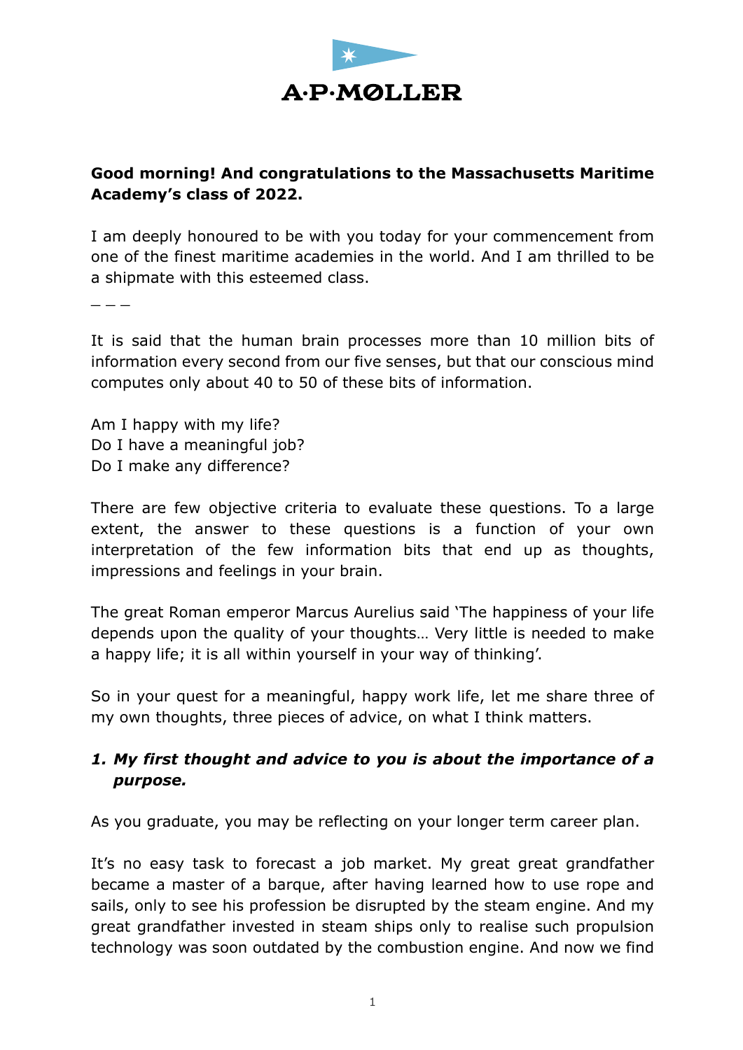A·P·MØLLER

**Good morning! And congratulations to the Massachusetts Maritime Academy's class of 2022.**

I am deeply honoured to be with you today for your commencement from one of the finest maritime academies in the world. And I am thrilled to be a shipmate with this esteemed class.

_ _ _

It is said that the human brain processes more than 10 million bits of information every second from our five senses, but that our conscious mind computes only about 40 to 50 of these bits of information.

Am I happy with my life?
Do I have a meaningful job?
Do I make any difference?

There are few objective criteria to evaluate these questions. To a large extent, the answer to these questions is a function of your own interpretation of the few information bits that end up as thoughts, impressions and feelings in your brain.

The great Roman emperor Marcus Aurelius said 'The happiness of your life depends upon the quality of your thoughts… Very little is needed to make a happy life; it is all within yourself in your way of thinking'.

So in your quest for a meaningful, happy work life, let me share three of my own thoughts, three pieces of advice, on what I think matters.

1. ***My first thought and advice to you is about the importance of a purpose.***

As you graduate, you may be reflecting on your longer term career plan.

It's no easy task to forecast a job market. My great great grandfather became a master of a barque, after having learned how to use rope and sails, only to see his profession be disrupted by the steam engine. And my great grandfather invested in steam ships only to realise such propulsion technology was soon outdated by the combustion engine. And now we find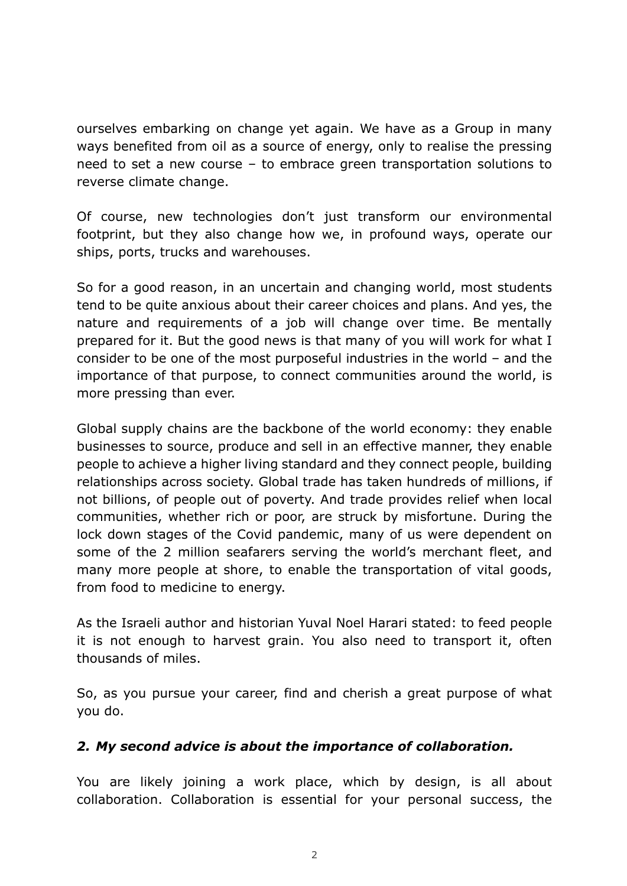ourselves embarking on change yet again. We have as a Group in many ways benefited from oil as a source of energy, only to realise the pressing need to set a new course – to embrace green transportation solutions to reverse climate change.

Of course, new technologies don't just transform our environmental footprint, but they also change how we, in profound ways, operate our ships, ports, trucks and warehouses.

So for a good reason, in an uncertain and changing world, most students tend to be quite anxious about their career choices and plans. And yes, the nature and requirements of a job will change over time. Be mentally prepared for it. But the good news is that many of you will work for what I consider to be one of the most purposeful industries in the world – and the importance of that purpose, to connect communities around the world, is more pressing than ever.

Global supply chains are the backbone of the world economy: they enable businesses to source, produce and sell in an effective manner, they enable people to achieve a higher living standard and they connect people, building relationships across society. Global trade has taken hundreds of millions, if not billions, of people out of poverty. And trade provides relief when local communities, whether rich or poor, are struck by misfortune. During the lock down stages of the Covid pandemic, many of us were dependent on some of the 2 million seafarers serving the world's merchant fleet, and many more people at shore, to enable the transportation of vital goods, from food to medicine to energy.

As the Israeli author and historian Yuval Noel Harari stated: to feed people it is not enough to harvest grain. You also need to transport it, often thousands of miles.

So, as you pursue your career, find and cherish a great purpose of what you do.

***2. My second advice is about the importance of collaboration.***

You are likely joining a work place, which by design, is all about collaboration. Collaboration is essential for your personal success, the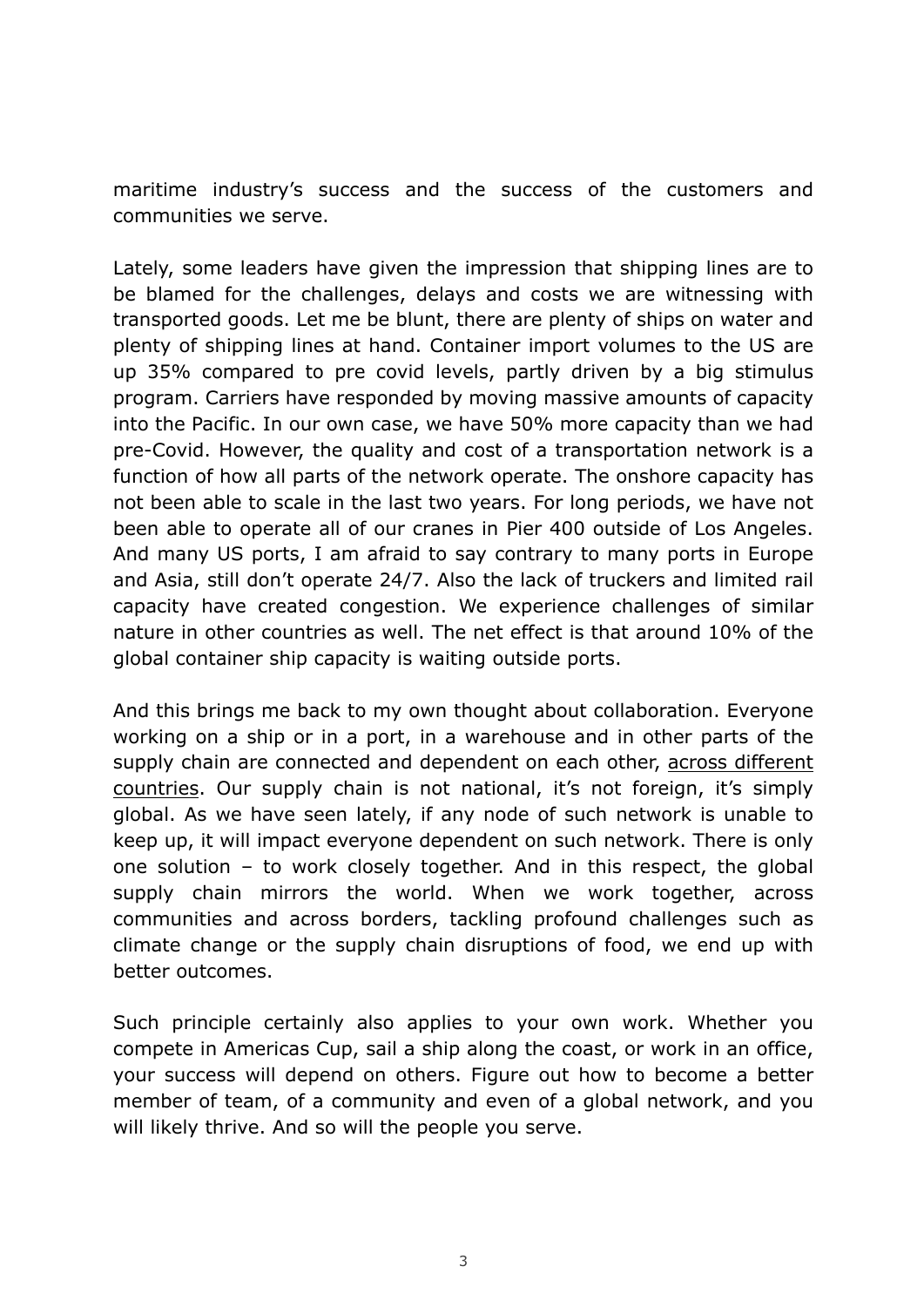maritime industry's success and the success of the customers and communities we serve.

Lately, some leaders have given the impression that shipping lines are to be blamed for the challenges, delays and costs we are witnessing with transported goods. Let me be blunt, there are plenty of ships on water and plenty of shipping lines at hand. Container import volumes to the US are up 35% compared to pre covid levels, partly driven by a big stimulus program. Carriers have responded by moving massive amounts of capacity into the Pacific. In our own case, we have 50% more capacity than we had pre-Covid. However, the quality and cost of a transportation network is a function of how all parts of the network operate. The onshore capacity has not been able to scale in the last two years. For long periods, we have not been able to operate all of our cranes in Pier 400 outside of Los Angeles. And many US ports, I am afraid to say contrary to many ports in Europe and Asia, still don't operate 24/7. Also the lack of truckers and limited rail capacity have created congestion. We experience challenges of similar nature in other countries as well. The net effect is that around 10% of the global container ship capacity is waiting outside ports.

And this brings me back to my own thought about collaboration. Everyone working on a ship or in a port, in a warehouse and in other parts of the supply chain are connected and dependent on each other, <u>across different countries</u>. Our supply chain is not national, it's not foreign, it's simply global. As we have seen lately, if any node of such network is unable to keep up, it will impact everyone dependent on such network. There is only one solution – to work closely together. And in this respect, the global supply chain mirrors the world. When we work together, across communities and across borders, tackling profound challenges such as climate change or the supply chain disruptions of food, we end up with better outcomes.

Such principle certainly also applies to your own work. Whether you compete in Americas Cup, sail a ship along the coast, or work in an office, your success will depend on others. Figure out how to become a better member of team, of a community and even of a global network, and you will likely thrive. And so will the people you serve.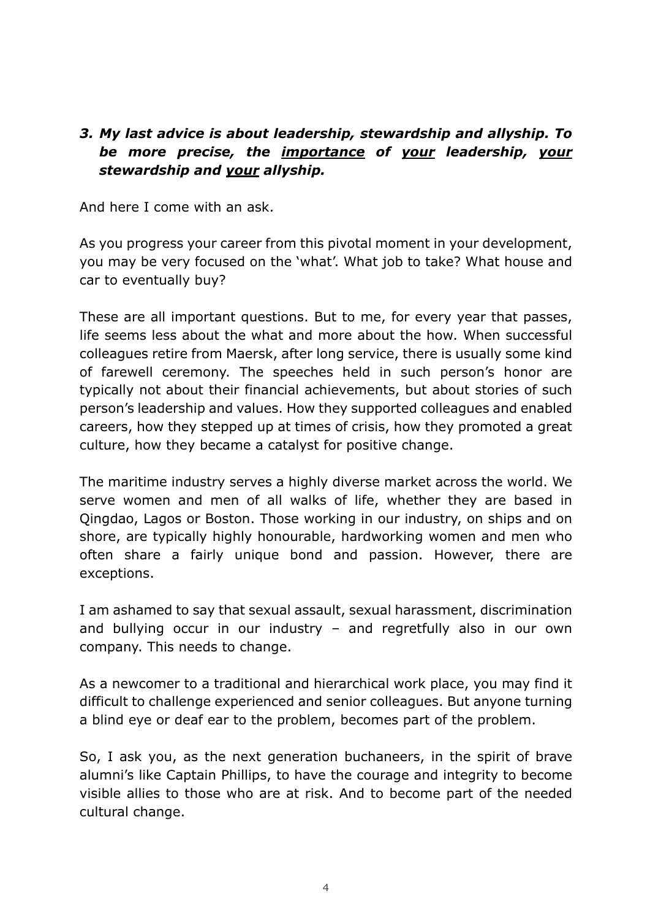3. ***My last advice is about leadership, stewardship and allyship. To be more precise, the <u>importance</u> of <u>your</u> leadership, <u>your</u> stewardship and <u>your</u> allyship.***

And here I come with an ask.

As you progress your career from this pivotal moment in your development, you may be very focused on the 'what'. What job to take? What house and car to eventually buy?

These are all important questions. But to me, for every year that passes, life seems less about the what and more about the how. When successful colleagues retire from Maersk, after long service, there is usually some kind of farewell ceremony. The speeches held in such person's honor are typically not about their financial achievements, but about stories of such person's leadership and values. How they supported colleagues and enabled careers, how they stepped up at times of crisis, how they promoted a great culture, how they became a catalyst for positive change.

The maritime industry serves a highly diverse market across the world. We serve women and men of all walks of life, whether they are based in Qingdao, Lagos or Boston. Those working in our industry, on ships and on shore, are typically highly honourable, hardworking women and men who often share a fairly unique bond and passion. However, there are exceptions.

I am ashamed to say that sexual assault, sexual harassment, discrimination and bullying occur in our industry – and regretfully also in our own company. This needs to change.

As a newcomer to a traditional and hierarchical work place, you may find it difficult to challenge experienced and senior colleagues. But anyone turning a blind eye or deaf ear to the problem, becomes part of the problem.

So, I ask you, as the next generation buchaneers, in the spirit of brave alumni's like Captain Phillips, to have the courage and integrity to become visible allies to those who are at risk. And to become part of the needed cultural change.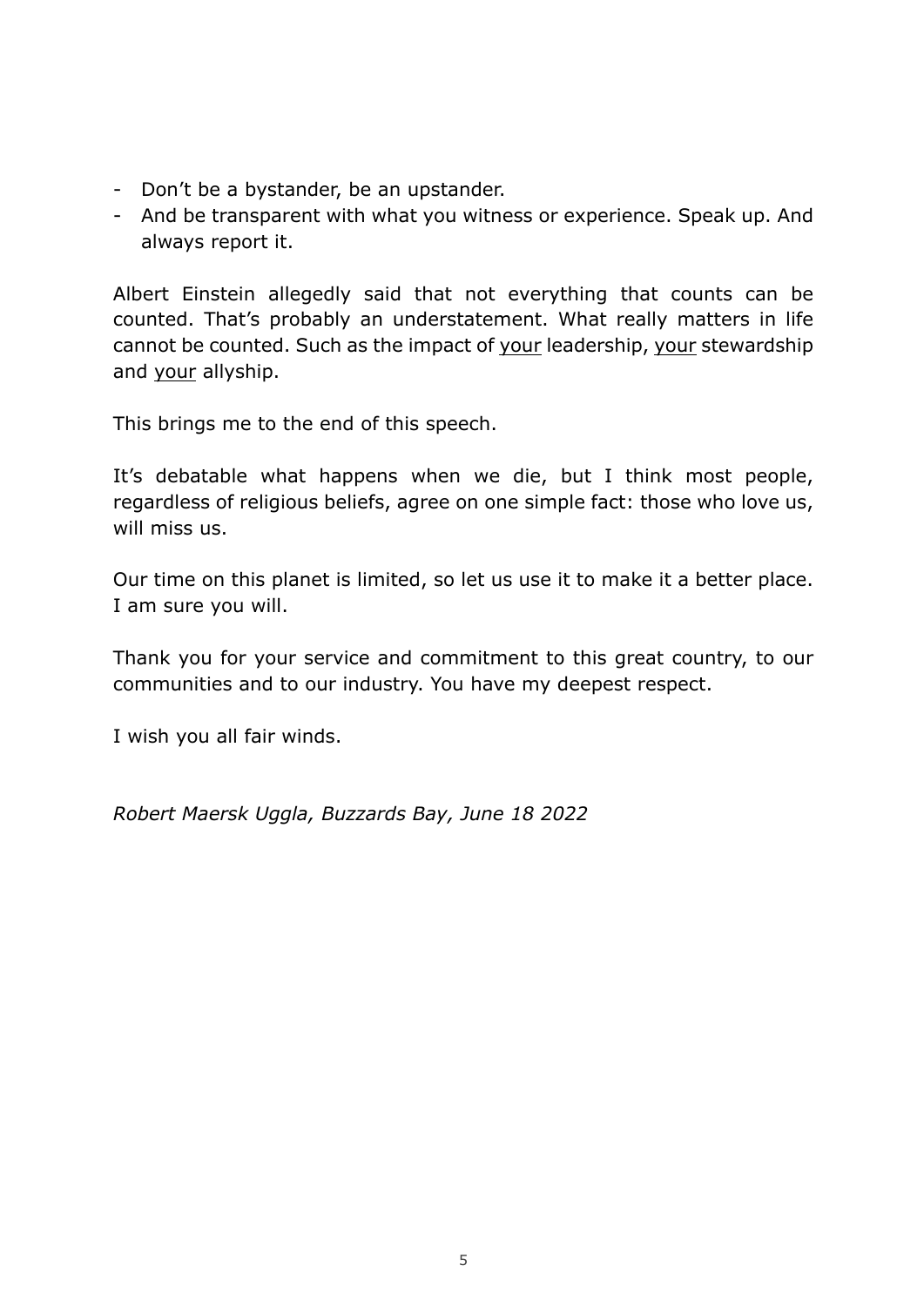- Don't be a bystander, be an upstander.
- And be transparent with what you witness or experience. Speak up. And always report it.

Albert Einstein allegedly said that not everything that counts can be counted. That's probably an understatement. What really matters in life cannot be counted. Such as the impact of <u>your</u> leadership, <u>your</u> stewardship and <u>your</u> allyship.

This brings me to the end of this speech.

It's debatable what happens when we die, but I think most people, regardless of religious beliefs, agree on one simple fact: those who love us, will miss us.

Our time on this planet is limited, so let us use it to make it a better place. I am sure you will.

Thank you for your service and commitment to this great country, to our communities and to our industry. You have my deepest respect.

I wish you all fair winds.

*Robert Maersk Uggla, Buzzards Bay, June 18 2022*